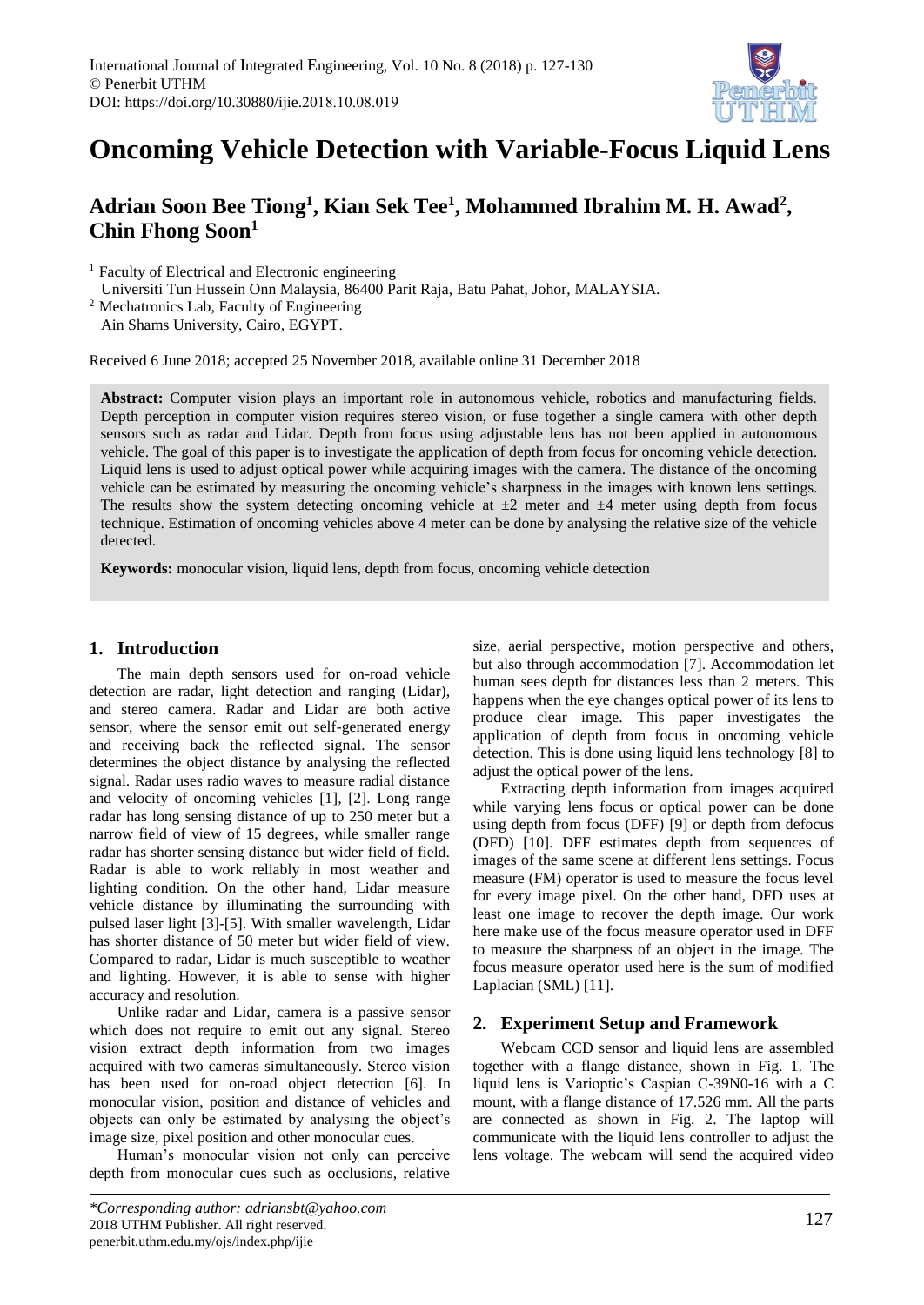# Oncoming Vehicle Detection with Variable-Focus Liquid Lens

## Adrian Soon Bee Tiong[1], Kian Sek Tee[1], Mohammed Ibrahim M. H. Awad[2], Chin Fhong Soon[1]

[1] Faculty of Electrical and Electronic engineering
Universiti Tun Hussein Onn Malaysia, 86400 Parit Raja, Batu Pahat, Johor, MALAYSIA.

[2] Mechatronics Lab, Faculty of Engineering
Ain Shams University, Cairo, EGYPT.

Received 6 June 2018; accepted 25 November 2018, available online 31 December 2018

**Abstract:** Computer vision plays an important role in autonomous vehicle, robotics and manufacturing fields. Depth perception in computer vision requires stereo vision, or fuse together a single camera with other depth sensors such as radar and Lidar. Depth from focus using adjustable lens has not been applied in autonomous vehicle. The goal of this paper is to investigate the application of depth from focus for oncoming vehicle detection. Liquid lens is used to adjust optical power while acquiring images with the camera. The distance of the oncoming vehicle can be estimated by measuring the oncoming vehicle's sharpness in the images with known lens settings. The results show the system detecting oncoming vehicle at ±2 meter and ±4 meter using depth from focus technique. Estimation of oncoming vehicles above 4 meter can be done by analysing the relative size of the vehicle detected.

**Keywords:** monocular vision, liquid lens, depth from focus, oncoming vehicle detection

## 1. Introduction

The main depth sensors used for on-road vehicle detection are radar, light detection and ranging (Lidar), and stereo camera. Radar and Lidar are both active sensor, where the sensor emit out self-generated energy and receiving back the reflected signal. The sensor determines the object distance by analysing the reflected signal. Radar uses radio waves to measure radial distance and velocity of oncoming vehicles [1], [2]. Long range radar has long sensing distance of up to 250 meter but a narrow field of view of 15 degrees, while smaller range radar has shorter sensing distance but wider field of field. Radar is able to work reliably in most weather and lighting condition. On the other hand, Lidar measure vehicle distance by illuminating the surrounding with pulsed laser light [3]-[5]. With smaller wavelength, Lidar has shorter distance of 50 meter but wider field of view. Compared to radar, Lidar is much susceptible to weather and lighting. However, it is able to sense with higher accuracy and resolution.

Unlike radar and Lidar, camera is a passive sensor which does not require to emit out any signal. Stereo vision extract depth information from two images acquired with two cameras simultaneously. Stereo vision has been used for on-road object detection [6]. In monocular vision, position and distance of vehicles and objects can only be estimated by analysing the object's image size, pixel position and other monocular cues.

Human's monocular vision not only can perceive depth from monocular cues such as occlusions, relative size, aerial perspective, motion perspective and others, but also through accommodation [7]. Accommodation let human sees depth for distances less than 2 meters. This happens when the eye changes optical power of its lens to produce clear image. This paper investigates the application of depth from focus in oncoming vehicle detection. This is done using liquid lens technology [8] to adjust the optical power of the lens.

Extracting depth information from images acquired while varying lens focus or optical power can be done using depth from focus (DFF) [9] or depth from defocus (DFD) [10]. DFF estimates depth from sequences of images of the same scene at different lens settings. Focus measure (FM) operator is used to measure the focus level for every image pixel. On the other hand, DFD uses at least one image to recover the depth image. Our work here make use of the focus measure operator used in DFF to measure the sharpness of an object in the image. The focus measure operator used here is the sum of modified Laplacian (SML) [11].

## 2. Experiment Setup and Framework

Webcam CCD sensor and liquid lens are assembled together with a flange distance, shown in Fig. 1. The liquid lens is Varioptic's Caspian C-39N0-16 with a C mount, with a flange distance of 17.526 mm. All the parts are connected as shown in Fig. 2. The laptop will communicate with the liquid lens controller to adjust the lens voltage. The webcam will send the acquired video

*Corresponding author: adriansbt@yahoo.com
2018 UTHM Publisher. All right reserved.
penerbit.uthm.edu.my/ojs/index.php/ijie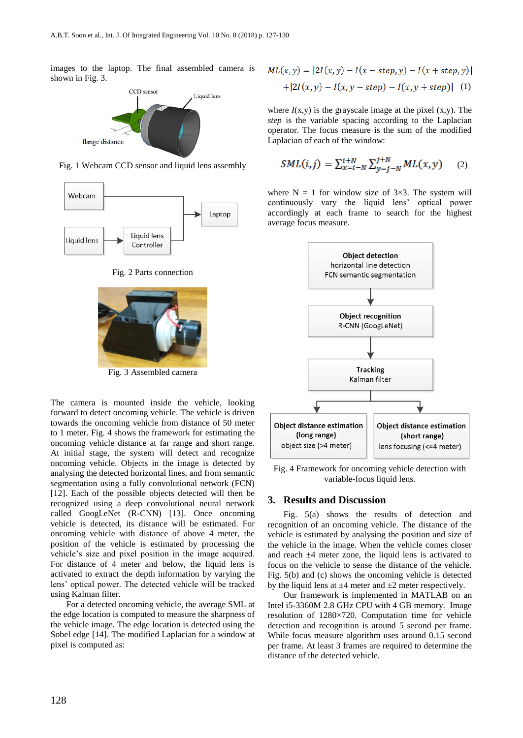images to the laptop. The final assembled camera is shown in Fig. 3.

Fig. 1 Webcam CCD sensor and liquid lens assembly

Fig. 2 Parts connection

Fig. 3 Assembled camera

The camera is mounted inside the vehicle, looking forward to detect oncoming vehicle. The vehicle is driven towards the oncoming vehicle from distance of 50 meter to 1 meter. Fig. 4 shows the framework for estimating the oncoming vehicle distance at far range and short range. At initial stage, the system will detect and recognize oncoming vehicle. Objects in the image is detected by analysing the detected horizontal lines, and from semantic segmentation using a fully convolutional network (FCN) [12]. Each of the possible objects detected will then be recognized using a deep convolutional neural network called GoogLeNet (R-CNN) [13]. Once oncoming vehicle is detected, its distance will be estimated. For oncoming vehicle with distance of above 4 meter, the position of the vehicle is estimated by processing the vehicle's size and pixel position in the image acquired. For distance of 4 meter and below, the liquid lens is activated to extract the depth information by varying the lens' optical power. The detected vehicle will be tracked using Kalman filter.

For a detected oncoming vehicle, the average SML at the edge location is computed to measure the sharpness of the vehicle image. The edge location is detected using the Sobel edge [14]. The modified Laplacian for a window at pixel is computed as:

$$ML(x,y) = |2I(x,y) - I(x-step,y) - I(x+step,y)| + |2I(x,y) - I(x,y-step) - I(x,y+step)| \quad (1)$$

where $I(x,y)$ is the grayscale image at the pixel (x,y). The *step* is the variable spacing according to the Laplacian operator. The focus measure is the sum of the modified Laplacian of each of the window:

$$SML(i,j) = \sum_{x=i-N}^{i+N} \sum_{y=j-N}^{j+N} ML(x,y) \quad (2)$$

where N = 1 for window size of 3×3. The system will continuously vary the liquid lens' optical power accordingly at each frame to search for the highest average focus measure.

Fig. 4 Framework for oncoming vehicle detection with variable-focus liquid lens.

## 3. Results and Discussion

Fig. 5(a) shows the results of detection and recognition of an oncoming vehicle. The distance of the vehicle is estimated by analysing the position and size of the vehicle in the image. When the vehicle comes closer and reach ±4 meter zone, the liquid lens is activated to focus on the vehicle to sense the distance of the vehicle. Fig. 5(b) and (c) shows the oncoming vehicle is detected by the liquid lens at ±4 meter and ±2 meter respectively.

Our framework is implemented in MATLAB on an Intel i5-3360M 2.8 GHz CPU with 4 GB memory. Image resolution of 1280×720. Computation time for vehicle detection and recognition is around 5 second per frame. While focus measure algorithm uses around 0.15 second per frame. At least 3 frames are required to determine the distance of the detected vehicle.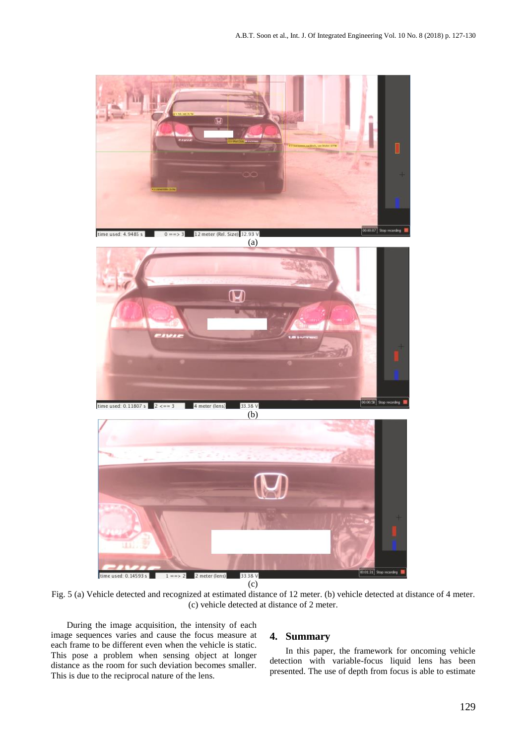(a)

(b)

(c)

Fig. 5 (a) Vehicle detected and recognized at estimated distance of 12 meter. (b) vehicle detected at distance of 4 meter. (c) vehicle detected at distance of 2 meter.

During the image acquisition, the intensity of each image sequences varies and cause the focus measure at each frame to be different even when the vehicle is static. This pose a problem when sensing object at longer distance as the room for such deviation becomes smaller. This is due to the reciprocal nature of the lens.

## 4. Summary

In this paper, the framework for oncoming vehicle detection with variable-focus liquid lens has been presented. The use of depth from focus is able to estimate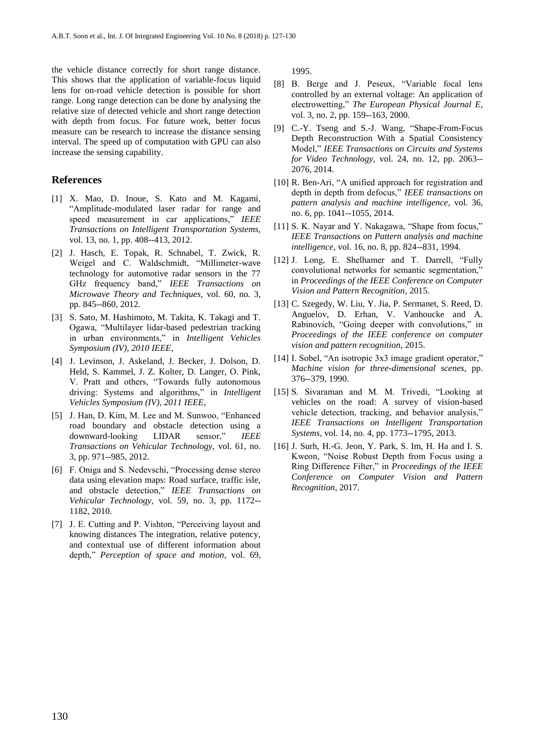the vehicle distance correctly for short range distance. This shows that the application of variable-focus liquid lens for on-road vehicle detection is possible for short range. Long range detection can be done by analysing the relative size of detected vehicle and short range detection with depth from focus. For future work, better focus measure can be research to increase the distance sensing interval. The speed up of computation with GPU can also increase the sensing capability.

## References

[1] X. Mao, D. Inoue, S. Kato and M. Kagami, "Amplitude-modulated laser radar for range and speed measurement in car applications," *IEEE Transactions on Intelligent Transportation Systems,* vol. 13, no. 1, pp. 408--413, 2012.

[2] J. Hasch, E. Topak, R. Schnabel, T. Zwick, R. Weigel and C. Waldschmidt, "Millimeter-wave technology for automotive radar sensors in the 77 GHz frequency band," *IEEE Transactions on Microwave Theory and Techniques,* vol. 60, no. 3, pp. 845--860, 2012.

[3] S. Sato, M. Hashimoto, M. Takita, K. Takagi and T. Ogawa, "Multilayer lidar-based pedestrian tracking in urban environments," in *Intelligent Vehicles Symposium (IV), 2010 IEEE,*

[4] J. Levinson, J. Askeland, J. Becker, J. Dolson, D. Held, S. Kammel, J. Z. Kolter, D. Langer, O. Pink, V. Pratt and others, "Towards fully autonomous driving: Systems and algorithms," in *Intelligent Vehicles Symposium (IV), 2011 IEEE,*

[5] J. Han, D. Kim, M. Lee and M. Sunwoo, "Enhanced road boundary and obstacle detection using a downward-looking LIDAR sensor," *IEEE Transactions on Vehicular Technology,* vol. 61, no. 3, pp. 971--985, 2012.

[6] F. Oniga and S. Nedevschi, "Processing dense stereo data using elevation maps: Road surface, traffic isle, and obstacle detection," *IEEE Transactions on Vehicular Technology,* vol. 59, no. 3, pp. 1172--1182, 2010.

[7] J. E. Cutting and P. Vishton, "Perceiving layout and knowing distances The integration, relative potency, and contextual use of different information about depth," *Perception of space and motion,* vol. 69, 1995.

[8] B. Berge and J. Peseux, "Variable focal lens controlled by an external voltage: An application of electrowetting," *The European Physical Journal E,* vol. 3, no. 2, pp. 159--163, 2000.

[9] C.-Y. Tseng and S.-J. Wang, "Shape-From-Focus Depth Reconstruction With a Spatial Consistency Model," *IEEE Transactions on Circuits and Systems for Video Technology,* vol. 24, no. 12, pp. 2063--2076, 2014.

[10] R. Ben-Ari, "A unified approach for registration and depth in depth from defocus," *IEEE transactions on pattern analysis and machine intelligence,* vol. 36, no. 6, pp. 1041--1055, 2014.

[11] S. K. Nayar and Y. Nakagawa, "Shape from focus," *IEEE Transactions on Pattern analysis and machine intelligence,* vol. 16, no. 8, pp. 824--831, 1994.

[12] J. Long, E. Shelhamer and T. Darrell, "Fully convolutional networks for semantic segmentation," in *Proceedings of the IEEE Conference on Computer Vision and Pattern Recognition*, 2015.

[13] C. Szegedy, W. Liu, Y. Jia, P. Sermanet, S. Reed, D. Anguelov, D. Erhan, V. Vanhoucke and A. Rabinovich, "Going deeper with convolutions," in *Proceedings of the IEEE conference on computer vision and pattern recognition*, 2015.

[14] I. Sobel, "An isotropic 3x3 image gradient operator," *Machine vision for three-dimensional scenes,* pp. 376--379, 1990.

[15] S. Sivaraman and M. M. Trivedi, "Looking at vehicles on the road: A survey of vision-based vehicle detection, tracking, and behavior analysis," *IEEE Transactions on Intelligent Transportation Systems,* vol. 14, no. 4, pp. 1773--1795, 2013.

[16] J. Surh, H.-G. Jeon, Y. Park, S. Im, H. Ha and I. S. Kweon, "Noise Robust Depth from Focus using a Ring Difference Filter," in *Proceedings of the IEEE Conference on Computer Vision and Pattern Recognition*, 2017.